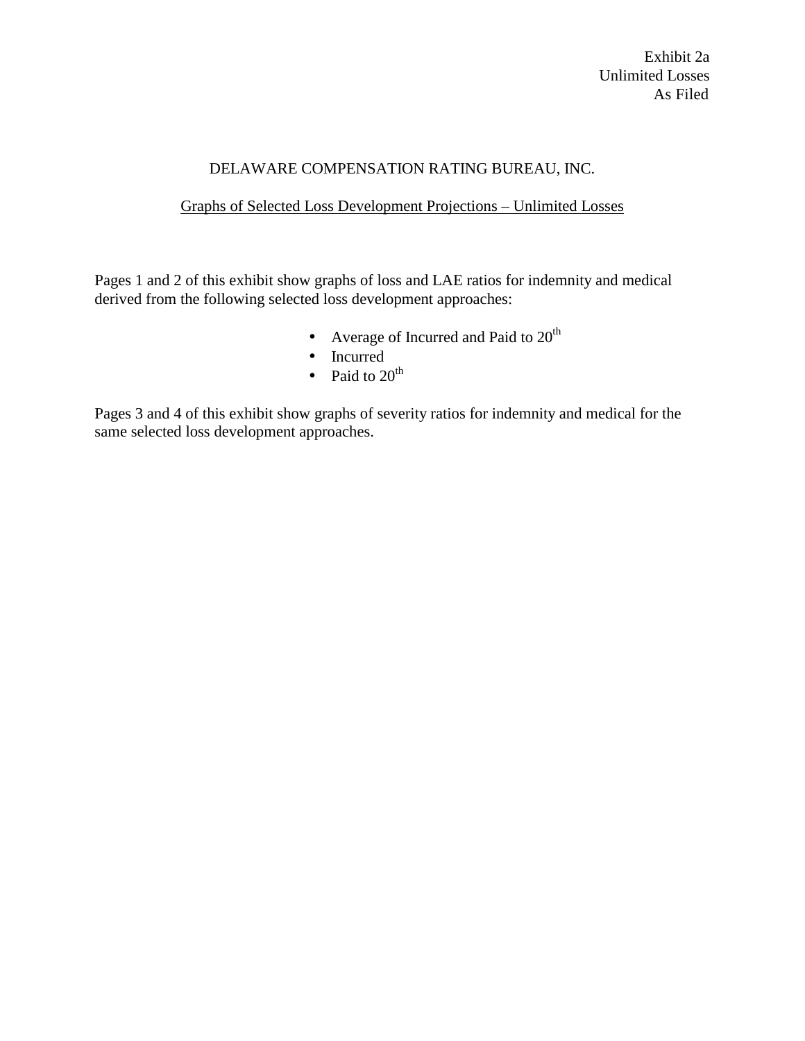Exhibit 2a
Unlimited Losses
As Filed

# DELAWARE COMPENSATION RATING BUREAU, INC.

## Graphs of Selected Loss Development Projections – Unlimited Losses

Pages 1 and 2 of this exhibit show graphs of loss and LAE ratios for indemnity and medical derived from the following selected loss development approaches:

- Average of Incurred and Paid to $20^{th}$
- Incurred
- Paid to $20^{th}$

Pages 3 and 4 of this exhibit show graphs of severity ratios for indemnity and medical for the same selected loss development approaches.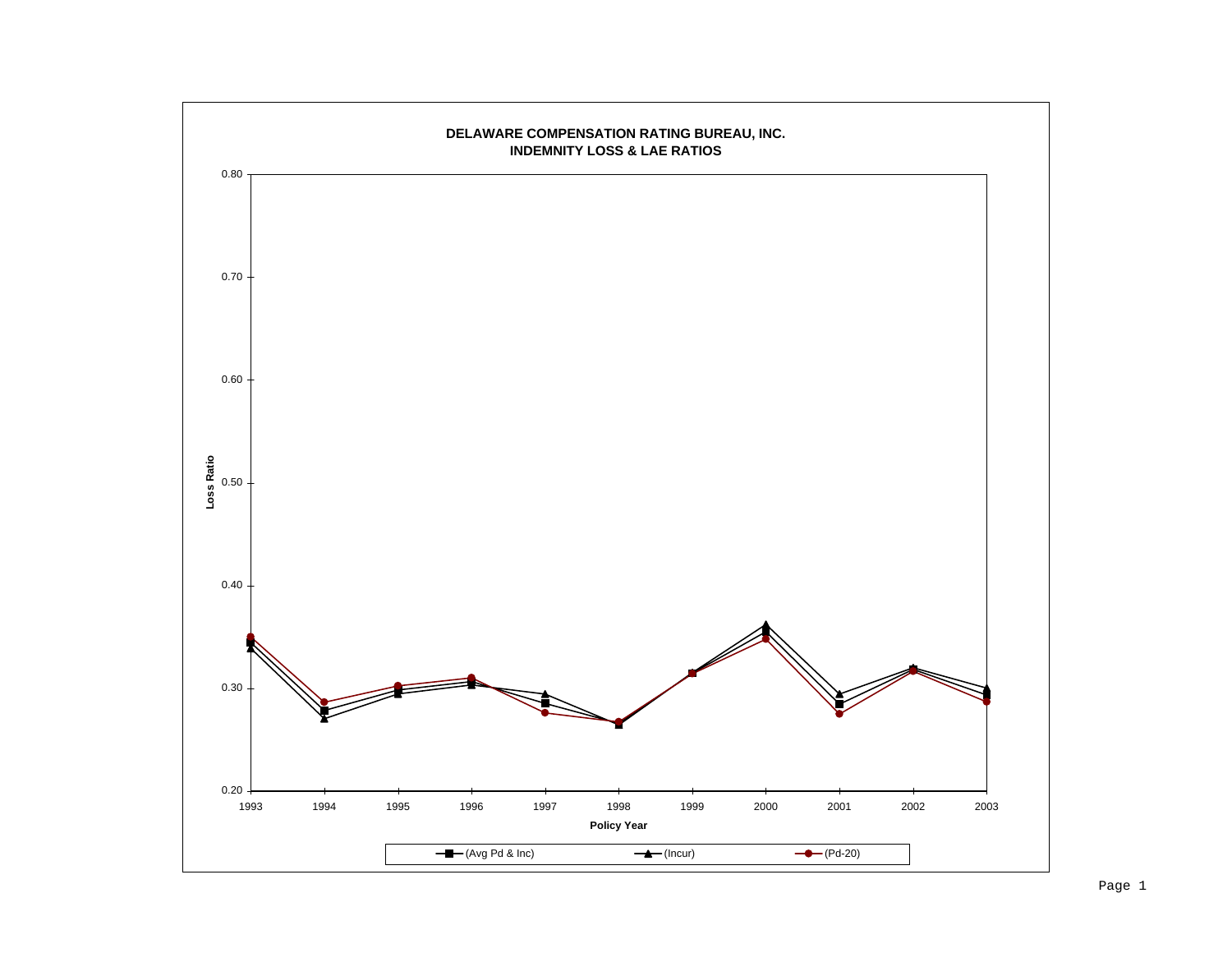**DELAWARE COMPENSATION RATING BUREAU, INC.**
**INDEMNITY LOSS & LAE RATIOS**

Loss Ratio

0.80
0.70
0.60
0.50
0.40
0.30
0.20

1993 1994 1995 1996 1997 1998 1999 2000 2001 2002 2003

**Policy Year**

(Avg Pd & Inc) (Incur) (Pd-20)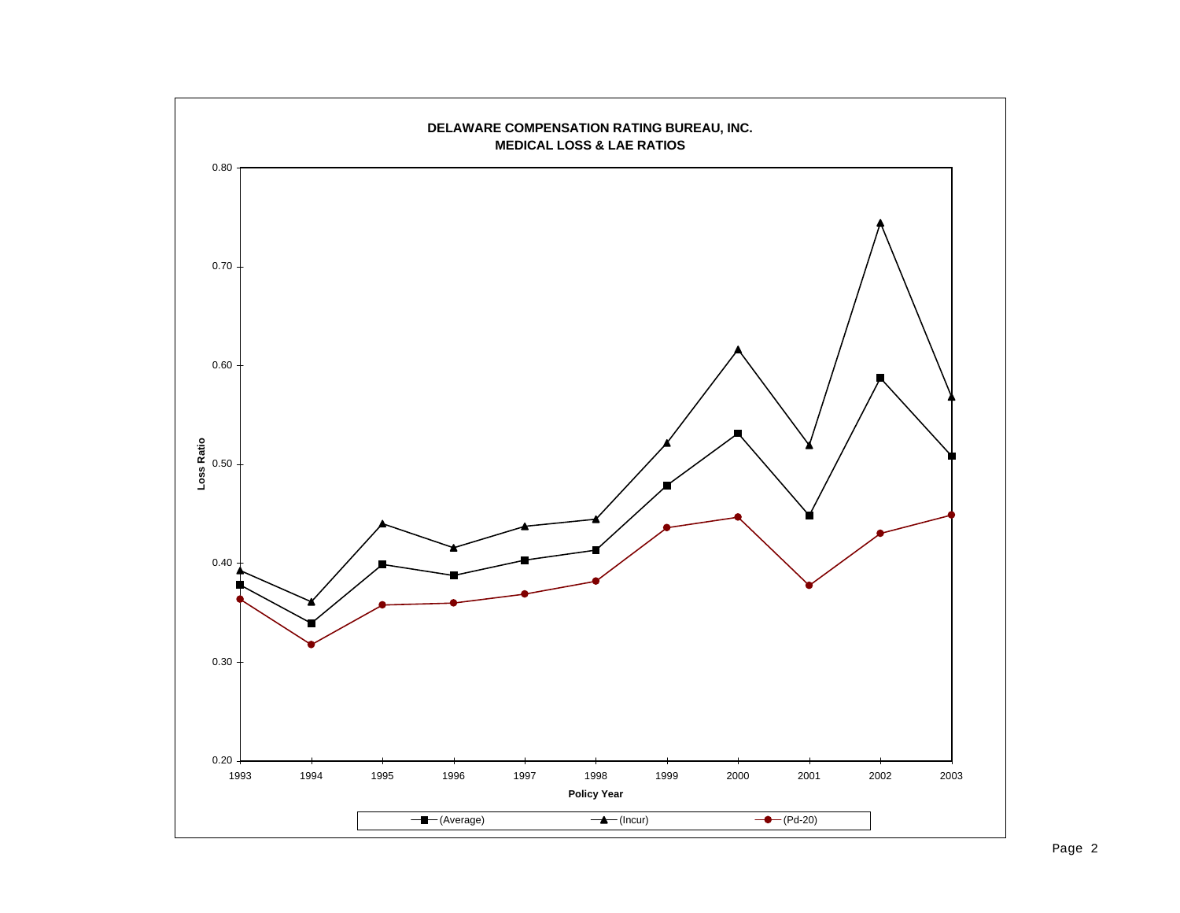# DELAWARE COMPENSATION RATING BUREAU, INC.
## MEDICAL LOSS & LAE RATIOS

Loss Ratio

0.80
0.70
0.60
0.50
0.40
0.30
0.20

1993 1994 1995 1996 1997 1998 1999 2000 2001 2002 2003

Policy Year

(Average) (Incur) (Pd-20)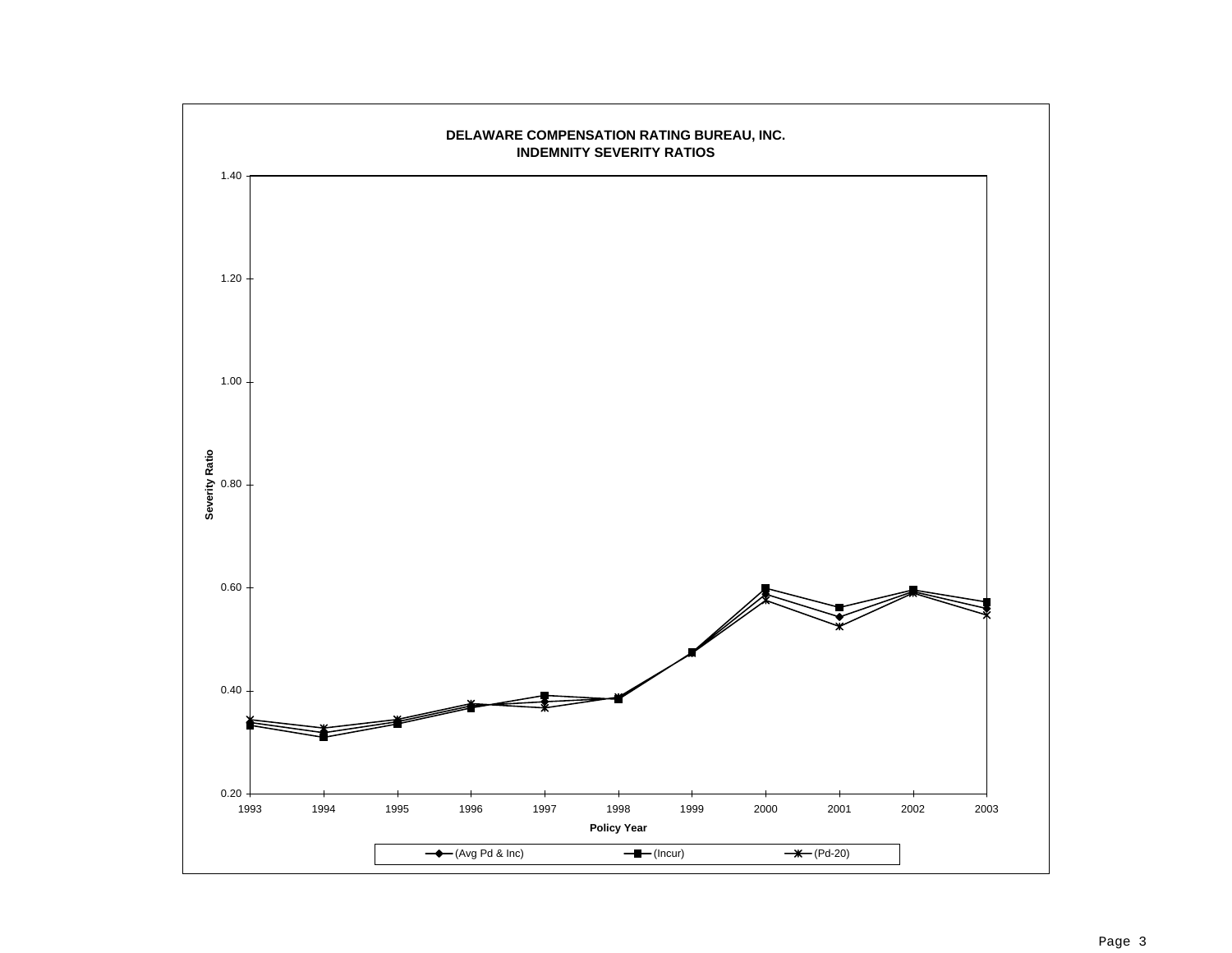**DELAWARE COMPENSATION RATING BUREAU, INC.**
**INDEMNITY SEVERITY RATIOS**

Severity Ratio: 0.20, 0.40, 0.60, 0.80, 1.00, 1.20, 1.40

Policy Year: 1993, 1994, 1995, 1996, 1997, 1998, 1999, 2000, 2001, 2002, 2003

(Avg Pd & Inc) (Incur) (Pd-20)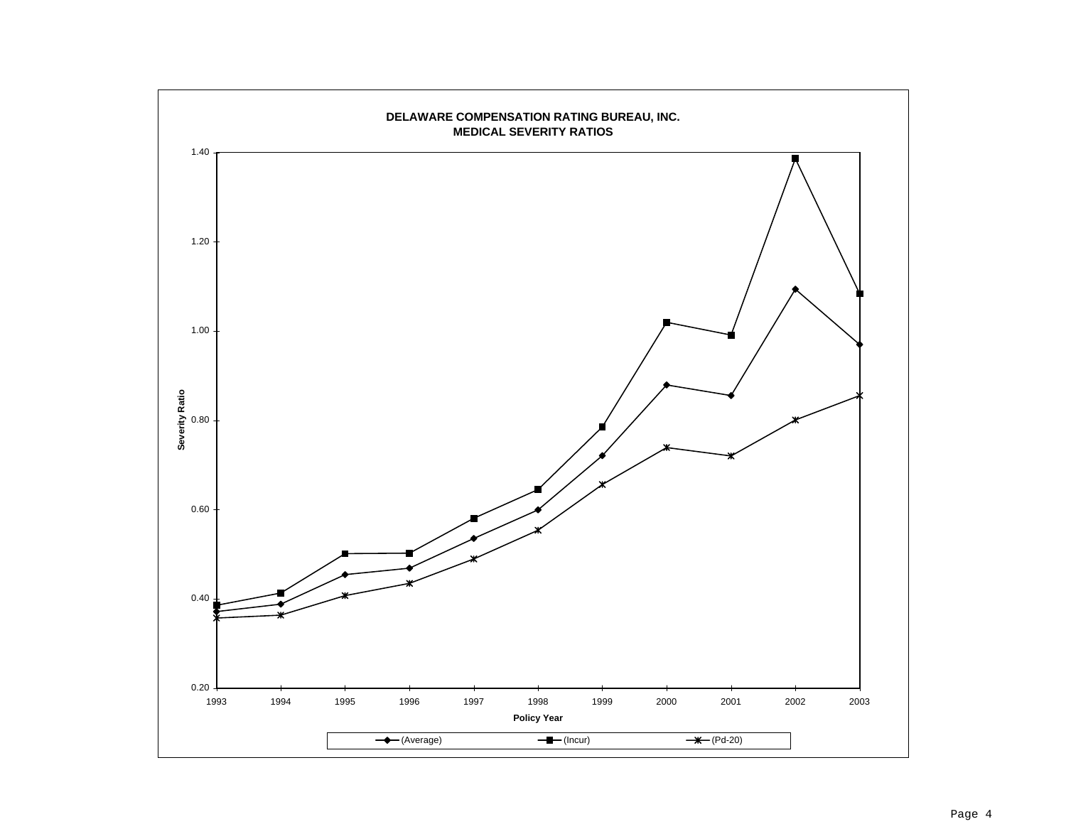DELAWARE COMPENSATION RATING BUREAU, INC.
MEDICAL SEVERITY RATIOS

Severity Ratio

1.40
1.20
1.00
0.80
0.60
0.40
0.20

1993
1994
1995
1996
1997
1998
1999
2000
2001
2002
2003

Policy Year

(Average)
(Incur)
(Pd-20)